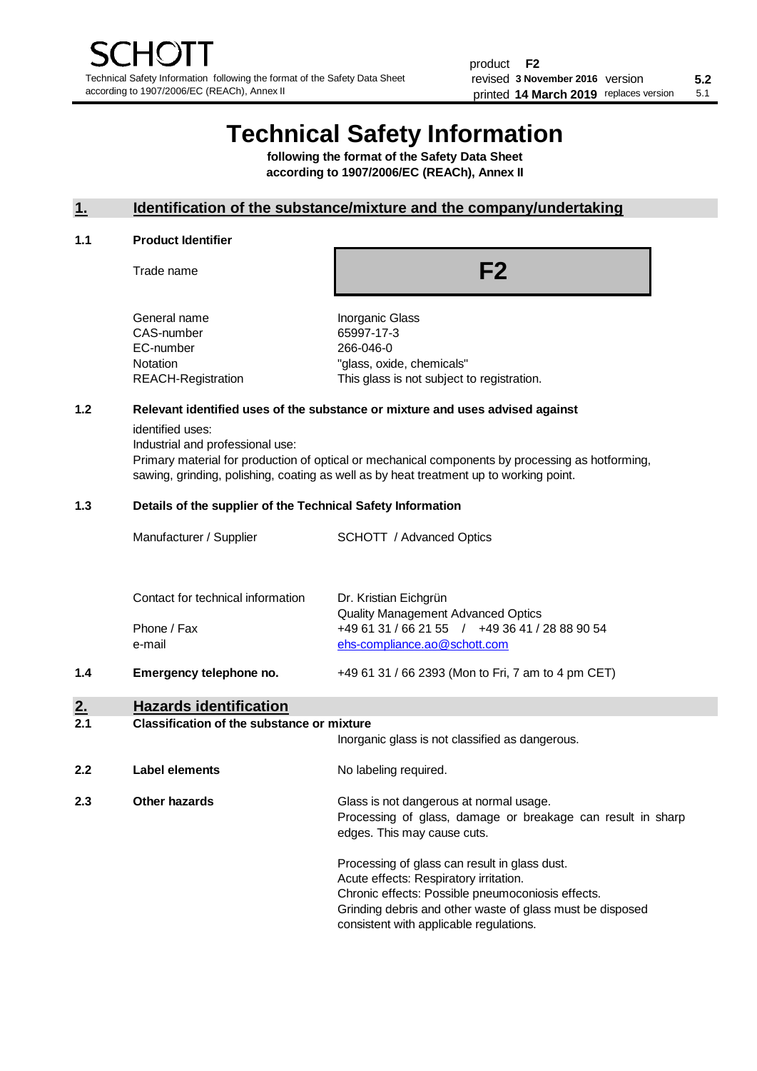SCHOTT

Technical Safety Information following the format of the Safety Data Sheet according to 1907/2006/EC (REACh), Annex II

product **F2**
revised **3 November 2016** version **5.2**
printed **14 March 2019** replaces version 5.1

# Technical Safety Information

**following the format of the Safety Data Sheet according to 1907/2006/EC (REACh), Annex II**

## 1. Identification of the substance/mixture and the company/undertaking

### 1.1 Product Identifier

| | |
|---|---|
| Trade name | **F2** |
| General name | Inorganic Glass |
| CAS-number | 65997-17-3 |
| EC-number | 266-046-0 |
| Notation | "glass, oxide, chemicals" |
| REACH-Registration | This glass is not subject to registration. |

### 1.2 Relevant identified uses of the substance or mixture and uses advised against

identified uses:
Industrial and professional use:
Primary material for production of optical or mechanical components by processing as hotforming, sawing, grinding, polishing, coating as well as by heat treatment up to working point.

### 1.3 Details of the supplier of the Technical Safety Information

| | |
|---|---|
| Manufacturer / Supplier | SCHOTT / Advanced Optics |
| Contact for technical information | Dr. Kristian Eichgrün<br>Quality Management Advanced Optics |
| Phone / Fax | +49 61 31 / 66 21 55 / +49 36 41 / 28 88 90 54 |
| e-mail | ehs-compliance.ao@schott.com |

### 1.4 Emergency telephone no.

+49 61 31 / 66 2393 (Mon to Fri, 7 am to 4 pm CET)

## 2. Hazards identification

### 2.1 Classification of the substance or mixture

Inorganic glass is not classified as dangerous.

### 2.2 Label elements

No labeling required.

### 2.3 Other hazards

Glass is not dangerous at normal usage.
Processing of glass, damage or breakage can result in sharp edges. This may cause cuts.

Processing of glass can result in glass dust.
Acute effects: Respiratory irritation.
Chronic effects: Possible pneumoconiosis effects.
Grinding debris and other waste of glass must be disposed consistent with applicable regulations.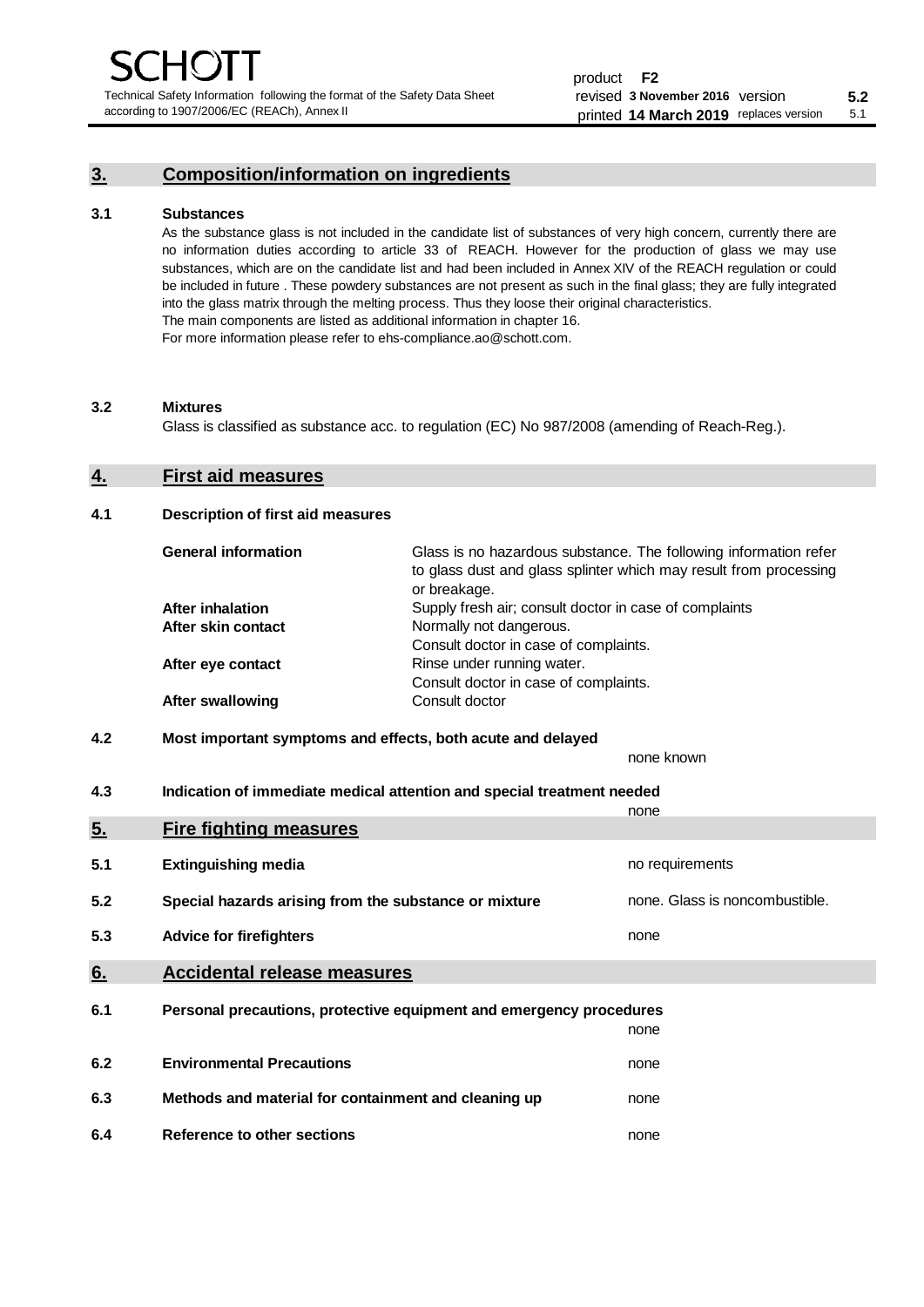## 3. Composition/information on ingredients

### 3.1 Substances

As the substance glass is not included in the candidate list of substances of very high concern, currently there are no information duties according to article 33 of REACH. However for the production of glass we may use substances, which are on the candidate list and had been included in Annex XIV of the REACH regulation or could be included in future . These powdery substances are not present as such in the final glass; they are fully integrated into the glass matrix through the melting process. Thus they loose their original characteristics.
The main components are listed as additional information in chapter 16.
For more information please refer to ehs-compliance.ao@schott.com.

### 3.2 Mixtures

Glass is classified as substance acc. to regulation (EC) No 987/2008 (amending of Reach-Reg.).

## 4. First aid measures

### 4.1 Description of first aid measures

| | |
|---|---|
| **General information** | Glass is no hazardous substance. The following information refer to glass dust and glass splinter which may result from processing or breakage. |
| **After inhalation** | Supply fresh air; consult doctor in case of complaints |
| **After skin contact** | Normally not dangerous. Consult doctor in case of complaints. |
| **After eye contact** | Rinse under running water. Consult doctor in case of complaints. |
| **After swallowing** | Consult doctor |

### 4.2 Most important symptoms and effects, both acute and delayed

none known

### 4.3 Indication of immediate medical attention and special treatment needed

none

## 5. Fire fighting measures

| | | |
|---|---|---|
| 5.1 | **Extinguishing media** | no requirements |
| 5.2 | **Special hazards arising from the substance or mixture** | none. Glass is noncombustible. |
| 5.3 | **Advice for firefighters** | none |

## 6. Accidental release measures

| | | |
|---|---|---|
| 6.1 | **Personal precautions, protective equipment and emergency procedures** | none |
| 6.2 | **Environmental Precautions** | none |
| 6.3 | **Methods and material for containment and cleaning up** | none |
| 6.4 | **Reference to other sections** | none |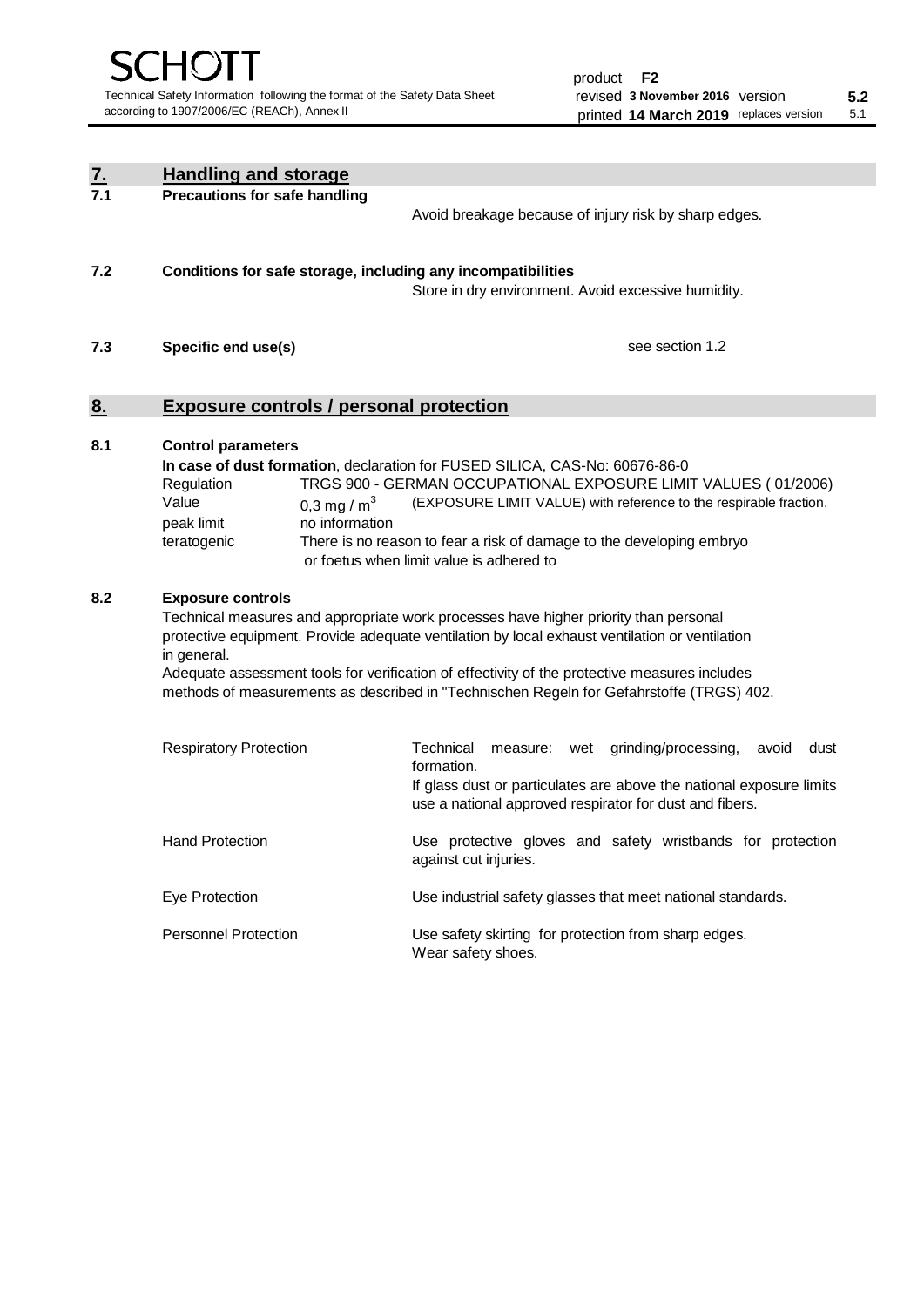## 7. Handling and storage

### 7.1 Precautions for safe handling

Avoid breakage because of injury risk by sharp edges.

### 7.2 Conditions for safe storage, including any incompatibilities

Store in dry environment. Avoid excessive humidity.

### 7.3 Specific end use(s)

see section 1.2

## 8. Exposure controls / personal protection

### 8.1 Control parameters

**In case of dust formation**, declaration for FUSED SILICA, CAS-No: 60676-86-0

| | |
|---|---|
| Regulation | TRGS 900 - GERMAN OCCUPATIONAL EXPOSURE LIMIT VALUES ( 01/2006) |
| Value | 0,3 mg / $m^3$ (EXPOSURE LIMIT VALUE) with reference to the respirable fraction. |
| peak limit | no information |
| teratogenic | There is no reason to fear a risk of damage to the developing embryo or foetus when limit value is adhered to |

### 8.2 Exposure controls

Technical measures and appropriate work processes have higher priority than personal protective equipment. Provide adequate ventilation by local exhaust ventilation or ventilation in general.

Adequate assessment tools for verification of effectivity of the protective measures includes methods of measurements as described in "Technischen Regeln for Gefahrstoffe (TRGS) 402.

| | |
|---|---|
| Respiratory Protection | Technical measure: wet grinding/processing, avoid dust formation. If glass dust or particulates are above the national exposure limits use a national approved respirator for dust and fibers. |
| Hand Protection | Use protective gloves and safety wristbands for protection against cut injuries. |
| Eye Protection | Use industrial safety glasses that meet national standards. |
| Personnel Protection | Use safety skirting for protection from sharp edges. Wear safety shoes. |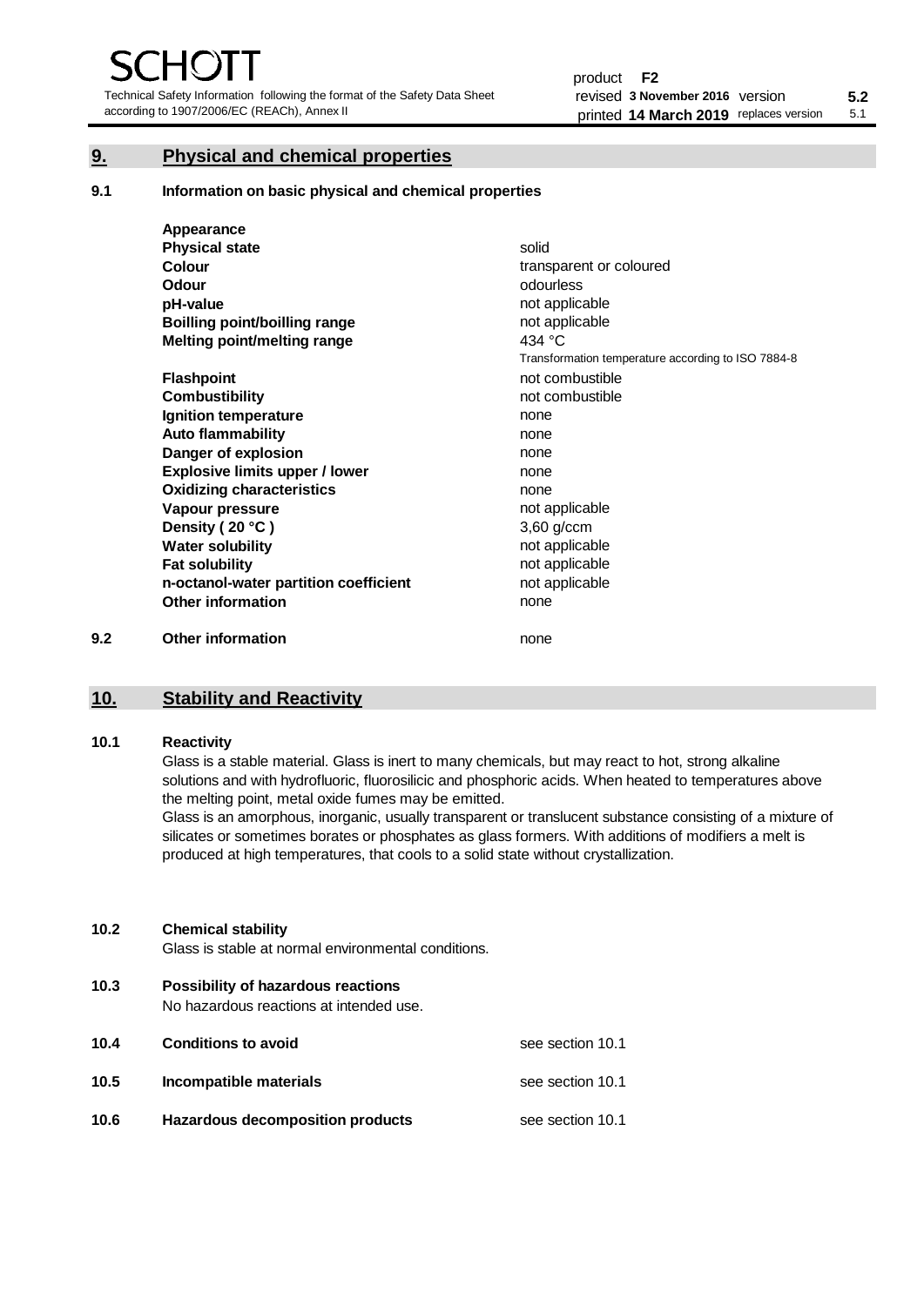## 9. Physical and chemical properties

### 9.1 Information on basic physical and chemical properties

| **Appearance** | |
|---|---|
| **Physical state** | solid |
| **Colour** | transparent or coloured |
| **Odour** | odourless |
| **pH-value** | not applicable |
| **Boilling point/boilling range** | not applicable |
| **Melting point/melting range** | 434 °C<br>Transformation temperature according to ISO 7884-8 |
| **Flashpoint** | not combustible |
| **Combustibility** | not combustible |
| **Ignition temperature** | none |
| **Auto flammability** | none |
| **Danger of explosion** | none |
| **Explosive limits upper / lower** | none |
| **Oxidizing characteristics** | none |
| **Vapour pressure** | not applicable |
| **Density ( 20 °C )** | 3,60 g/ccm |
| **Water solubility** | not applicable |
| **Fat solubility** | not applicable |
| **n-octanol-water partition coefficient** | not applicable |
| **Other information** | none |

### 9.2 Other information

none

## 10. Stability and Reactivity

### 10.1 Reactivity

Glass is a stable material. Glass is inert to many chemicals, but may react to hot, strong alkaline solutions and with hydrofluoric, fluorosilicic and phosphoric acids. When heated to temperatures above the melting point, metal oxide fumes may be emitted.

Glass is an amorphous, inorganic, usually transparent or translucent substance consisting of a mixture of silicates or sometimes borates or phosphates as glass formers. With additions of modifiers a melt is produced at high temperatures, that cools to a solid state without crystallization.

### 10.2 Chemical stability

Glass is stable at normal environmental conditions.

### 10.3 Possibility of hazardous reactions

No hazardous reactions at intended use.

### 10.4 Conditions to avoid

see section 10.1

### 10.5 Incompatible materials

see section 10.1

### 10.6 Hazardous decomposition products

see section 10.1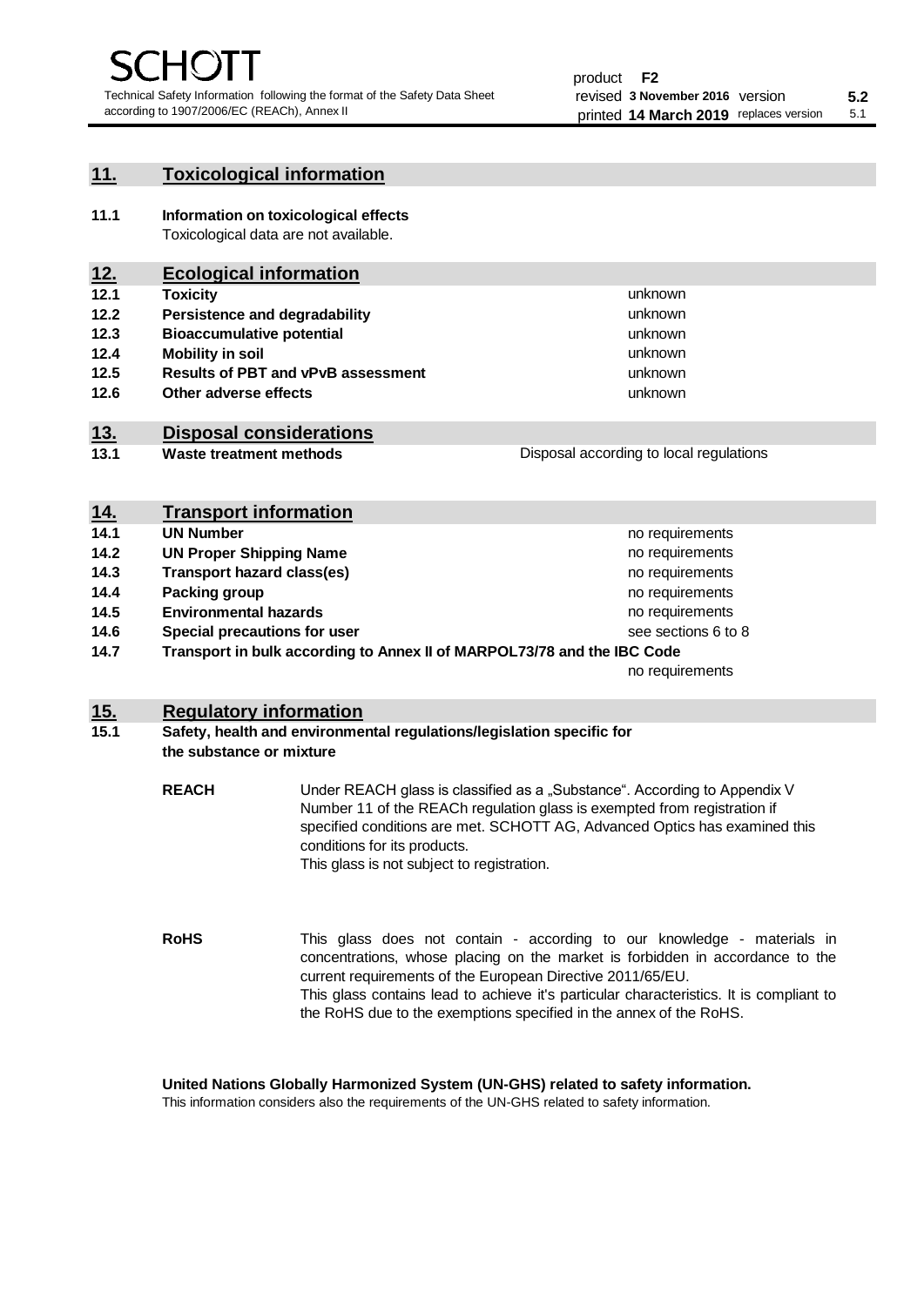## 11. Toxicological information

**11.1 Information on toxicological effects**

Toxicological data are not available.

## 12. Ecological information

| | | |
|---|---|---|
| **12.1** | **Toxicity** | unknown |
| **12.2** | **Persistence and degradability** | unknown |
| **12.3** | **Bioaccumulative potential** | unknown |
| **12.4** | **Mobility in soil** | unknown |
| **12.5** | **Results of PBT and vPvB assessment** | unknown |
| **12.6** | **Other adverse effects** | unknown |

## 13. Disposal considerations

| | | |
|---|---|---|
| **13.1** | **Waste treatment methods** | Disposal according to local regulations |

## 14. Transport information

| | | |
|---|---|---|
| **14.1** | **UN Number** | no requirements |
| **14.2** | **UN Proper Shipping Name** | no requirements |
| **14.3** | **Transport hazard class(es)** | no requirements |
| **14.4** | **Packing group** | no requirements |
| **14.5** | **Environmental hazards** | no requirements |
| **14.6** | **Special precautions for user** | see sections 6 to 8 |
| **14.7** | **Transport in bulk according to Annex II of MARPOL73/78 and the IBC Code** | no requirements |

## 15. Regulatory information

**15.1 Safety, health and environmental regulations/legislation specific for the substance or mixture**

**REACH**

Under REACH glass is classified as a „Substance". According to Appendix V Number 11 of the REACh regulation glass is exempted from registration if specified conditions are met. SCHOTT AG, Advanced Optics has examined this conditions for its products.
This glass is not subject to registration.

**RoHS**

This glass does not contain - according to our knowledge - materials in concentrations, whose placing on the market is forbidden in accordance to the current requirements of the European Directive 2011/65/EU.
This glass contains lead to achieve it's particular characteristics. It is compliant to the RoHS due to the exemptions specified in the annex of the RoHS.

**United Nations Globally Harmonized System (UN-GHS) related to safety information.**

This information considers also the requirements of the UN-GHS related to safety information.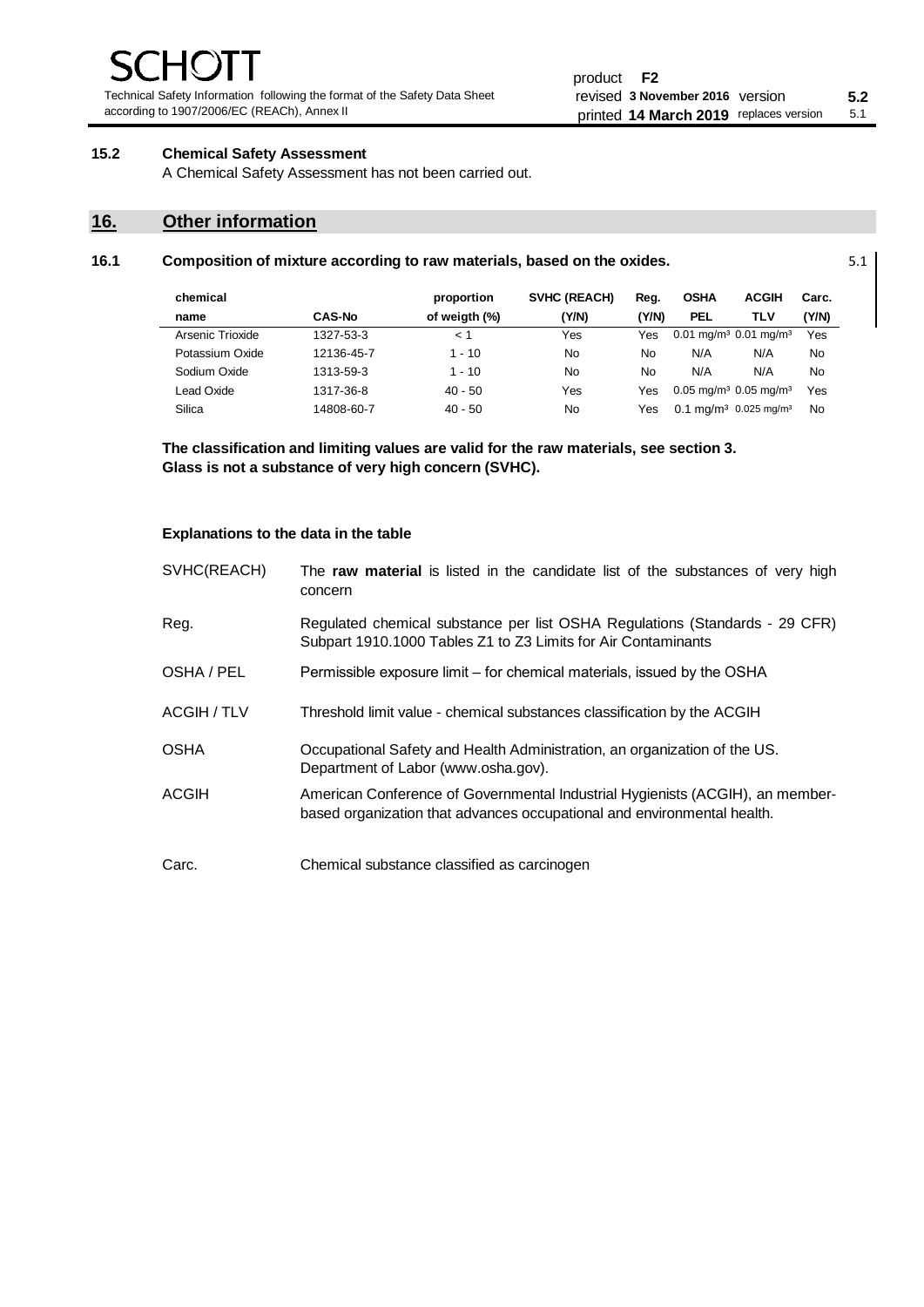### 15.2 Chemical Safety Assessment

A Chemical Safety Assessment has not been carried out.

## 16. Other information

### 16.1 Composition of mixture according to raw materials, based on the oxides.

5.1

| chemical name | CAS-No | proportion of weigth (%) | SVHC (REACH) (Y/N) | Reg. (Y/N) | OSHA PEL | ACGIH TLV | Carc. (Y/N) |
|---|---|---|---|---|---|---|---|
| Arsenic Trioxide | 1327-53-3 | < 1 | Yes | Yes | 0.01 mg/m³ | 0.01 mg/m³ | Yes |
| Potassium Oxide | 12136-45-7 | 1 - 10 | No | No | N/A | N/A | No |
| Sodium Oxide | 1313-59-3 | 1 - 10 | No | No | N/A | N/A | No |
| Lead Oxide | 1317-36-8 | 40 - 50 | Yes | Yes | 0.05 mg/m³ | 0.05 mg/m³ | Yes |
| Silica | 14808-60-7 | 40 - 50 | No | Yes | 0.1 mg/m³ | 0.025 mg/m³ | No |

**The classification and limiting values are valid for the raw materials, see section 3.**
**Glass is not a substance of very high concern (SVHC).**

**Explanations to the data in the table**

| | |
|---|---|
| SVHC(REACH) | The **raw material** is listed in the candidate list of the substances of very high concern |
| Reg. | Regulated chemical substance per list OSHA Regulations (Standards - 29 CFR) Subpart 1910.1000 Tables Z1 to Z3 Limits for Air Contaminants |
| OSHA / PEL | Permissible exposure limit – for chemical materials, issued by the OSHA |
| ACGIH / TLV | Threshold limit value - chemical substances classification by the ACGIH |
| OSHA | Occupational Safety and Health Administration, an organization of the US. Department of Labor (www.osha.gov). |
| ACGIH | American Conference of Governmental Industrial Hygienists (ACGIH), an member-based organization that advances occupational and environmental health. |
| Carc. | Chemical substance classified as carcinogen |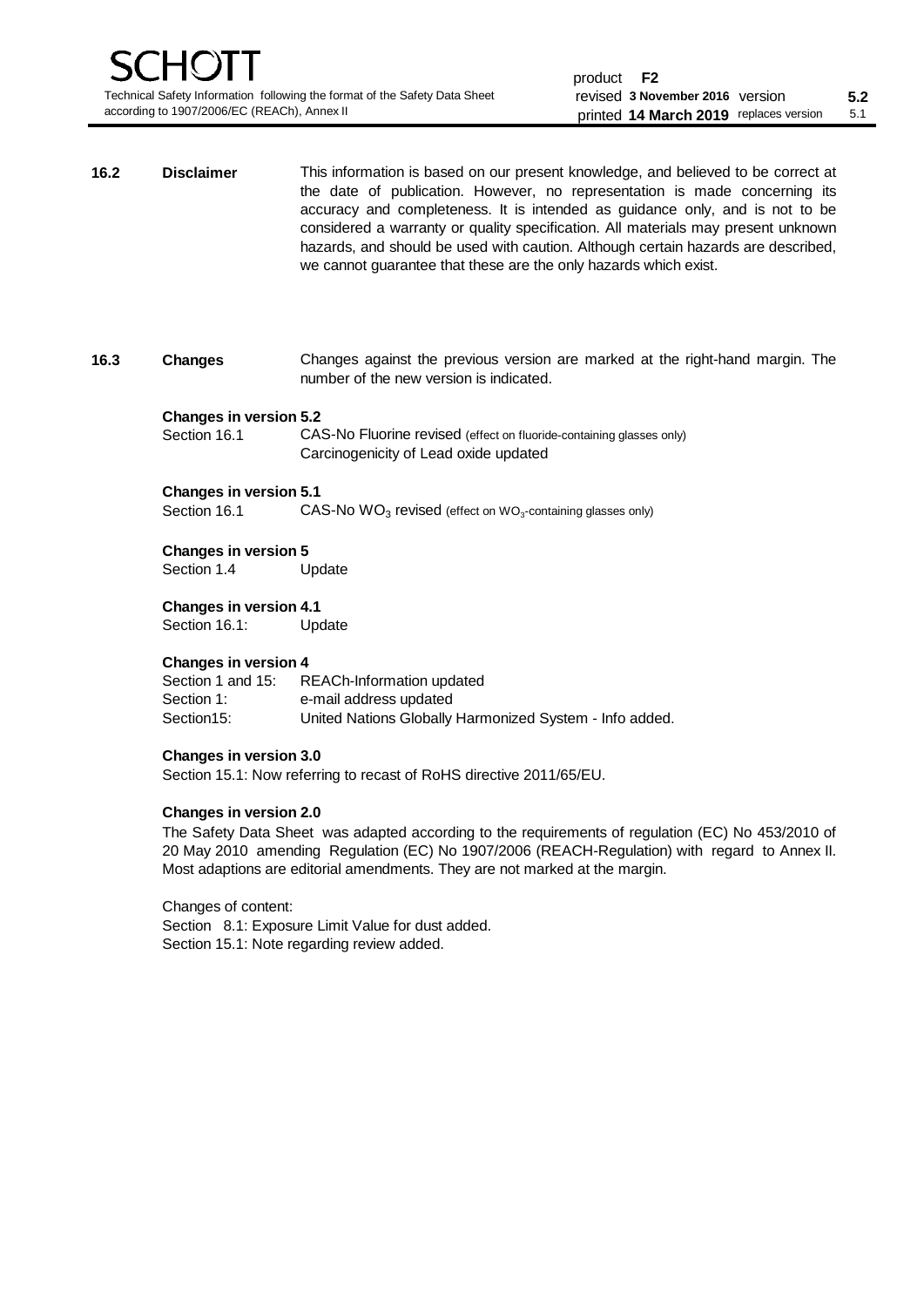**16.2 Disclaimer**

This information is based on our present knowledge, and believed to be correct at the date of publication. However, no representation is made concerning its accuracy and completeness. It is intended as guidance only, and is not to be considered a warranty or quality specification. All materials may present unknown hazards, and should be used with caution. Although certain hazards are described, we cannot guarantee that these are the only hazards which exist.

**16.3 Changes**

Changes against the previous version are marked at the right-hand margin. The number of the new version is indicated.

**Changes in version 5.2**

Section 16.1 CAS-No Fluorine revised (effect on fluoride-containing glasses only)
Carcinogenicity of Lead oxide updated

**Changes in version 5.1**

Section 16.1 CAS-No $WO_3$ revised (effect on $WO_3$-containing glasses only)

**Changes in version 5**

Section 1.4 Update

**Changes in version 4.1**

Section 16.1: Update

**Changes in version 4**

Section 1 and 15: REACh-Information updated
Section 1: e-mail address updated
Section15: United Nations Globally Harmonized System - Info added.

**Changes in version 3.0**

Section 15.1: Now referring to recast of RoHS directive 2011/65/EU.

**Changes in version 2.0**

The Safety Data Sheet was adapted according to the requirements of regulation (EC) No 453/2010 of 20 May 2010 amending Regulation (EC) No 1907/2006 (REACH-Regulation) with regard to Annex II. Most adaptions are editorial amendments. They are not marked at the margin.

Changes of content:
Section 8.1: Exposure Limit Value for dust added.
Section 15.1: Note regarding review added.